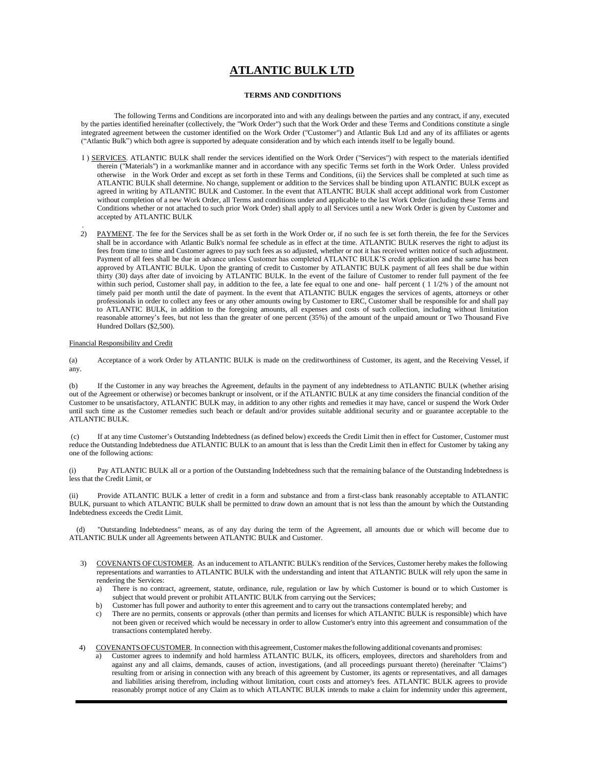# ATLANTIC BULK LTD

**TERMS AND CONDITIONS**

The following Terms and Conditions are incorporated into and with any dealings between the parties and any contract, if any, executed by the parties identified hereinafter (collectively, the "Work Order") such that the Work Order and these Terms and Conditions constitute a single integrated agreement between the customer identified on the Work Order ("Customer") and Atlantic Buk Ltd and any of its affiliates or agents ("Atlantic Bulk") which both agree is supported by adequate consideration and by which each intends itself to be legally bound.

I ) SERVICES. ATLANTIC BULK shall render the services identified on the Work Order ("Services") with respect to the materials identified therein ("Materials") in a workmanlike manner and in accordance with any specific Terms set forth in the Work Order. Unless provided otherwise in the Work Order and except as set forth in these Terms and Conditions, (ii) the Services shall be completed at such time as ATLANTIC BULK shall determine. No change, supplement or addition to the Services shall be binding upon ATLANTIC BULK except as agreed in writing by ATLANTIC BULK and Customer. In the event that ATLANTIC BULK shall accept additional work from Customer without completion of a new Work Order, all Terms and conditions under and applicable to the last Work Order (including these Terms and Conditions whether or not attached to such prior Work Order) shall apply to all Services until a new Work Order is given by Customer and accepted by ATLANTIC BULK

.

2) PAYMENT. The fee for the Services shall be as set forth in the Work Order or, if no such fee is set forth therein, the fee for the Services shall be in accordance with Atlantic Bulk's normal fee schedule as in effect at the time. ATLANTIC BULK reserves the right to adjust its fees from time to time and Customer agrees to pay such fees as so adjusted, whether or not it has received written notice of such adjustment. Payment of all fees shall be due in advance unless Customer has completed ATLANTC BULK'S credit application and the same has been approved by ATLANTIC BULK. Upon the granting of credit to Customer by ATLANTIC BULK payment of all fees shall be due within thirty (30) days after date of invoicing by ATLANTIC BULK. In the event of the failure of Customer to render full payment of the fee within such period, Customer shall pay, in addition to the fee, a late fee equal to one and one- half percent ( 1 1/2% ) of the amount not timely paid per month until the date of payment. In the event that ATLANTIC BULK engages the services of agents, attorneys or other professionals in order to collect any fees or any other amounts owing by Customer to ERC, Customer shall be responsible for and shall pay to ATLANTIC BULK, in addition to the foregoing amounts, all expenses and costs of such collection, including without limitation reasonable attorney's fees, but not less than the greater of one percent (35%) of the amount of the unpaid amount or Two Thousand Five Hundred Dollars ($2,500).

Financial Responsibility and Credit

(a) Acceptance of a work Order by ATLANTIC BULK is made on the creditworthiness of Customer, its agent, and the Receiving Vessel, if any.

(b) If the Customer in any way breaches the Agreement, defaults in the payment of any indebtedness to ATLANTIC BULK (whether arising out of the Agreement or otherwise) or becomes bankrupt or insolvent, or if the ATLANTIC BULK at any time considers the financial condition of the Customer to be unsatisfactory, ATLANTIC BULK may, in addition to any other rights and remedies it may have, cancel or suspend the Work Order until such time as the Customer remedies such beach or default and/or provides suitable additional security and or guarantee acceptable to the ATLANTIC BULK.

(c) If at any time Customer's Outstanding Indebtedness (as defined below) exceeds the Credit Limit then in effect for Customer, Customer must reduce the Outstanding Indebtedness due ATLANTIC BULK to an amount that is less than the Credit Limit then in effect for Customer by taking any one of the following actions:

(i) Pay ATLANTIC BULK all or a portion of the Outstanding Indebtedness such that the remaining balance of the Outstanding Indebtedness is less that the Credit Limit, or

(ii) Provide ATLANTIC BULK a letter of credit in a form and substance and from a first-class bank reasonably acceptable to ATLANTIC BULK, pursuant to which ATLANTIC BULK shall be permitted to draw down an amount that is not less than the amount by which the Outstanding Indebtedness exceeds the Credit Limit.

(d) "Outstanding Indebtedness" means, as of any day during the term of the Agreement, all amounts due or which will become due to ATLANTIC BULK under all Agreements between ATLANTIC BULK and Customer.

3) COVENANTS OF CUSTOMER. As an inducement to ATLANTIC BULK's rendition of the Services, Customer hereby makes the following representations and warranties to ATLANTIC BULK with the understanding and intent that ATLANTIC BULK will rely upon the same in rendering the Services:
   a) There is no contract, agreement, statute, ordinance, rule, regulation or law by which Customer is bound or to which Customer is subject that would prevent or prohibit ATLANTIC BULK from carrying out the Services;
   b) Customer has full power and authority to enter this agreement and to carry out the transactions contemplated hereby; and
   c) There are no permits, consents or approvals (other than permits and licenses for which ATLANTIC BULK is responsible) which have not been given or received which would be necessary in order to allow Customer's entry into this agreement and consummation of the transactions contemplated hereby.

4) COVENANTS OF CUSTOMER. In connection with this agreement, Customer makes the following additional covenants and promises:
   a) Customer agrees to indemnify and hold harmless ATLANTIC BULK, its officers, employees, directors and shareholders from and against any and all claims, demands, causes of action, investigations, (and all proceedings pursuant thereto) (hereinafter "Claims") resulting from or arising in connection with any breach of this agreement by Customer, its agents or representatives, and all damages and liabilities arising therefrom, including without limitation, court costs and attorney's fees. ATLANTIC BULK agrees to provide reasonably prompt notice of any Claim as to which ATLANTIC BULK intends to make a claim for indemnity under this agreement,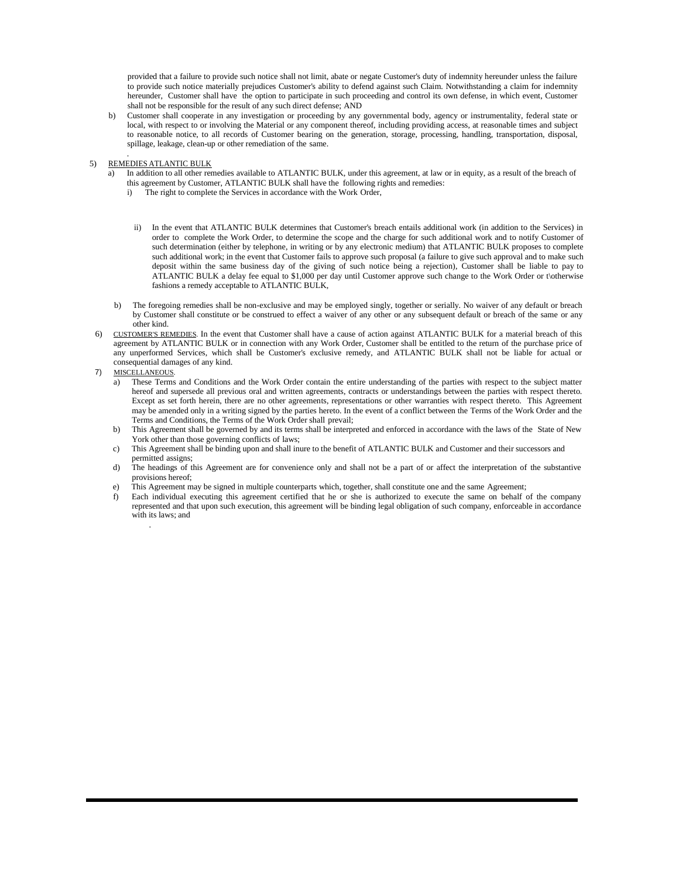provided that a failure to provide such notice shall not limit, abate or negate Customer's duty of indemnity hereunder unless the failure to provide such notice materially prejudices Customer's ability to defend against such Claim. Notwithstanding a claim for indemnity hereunder, Customer shall have the option to participate in such proceeding and control its own defense, in which event, Customer shall not be responsible for the result of any such direct defense; AND

b) Customer shall cooperate in any investigation or proceeding by any governmental body, agency or instrumentality, federal state or local, with respect to or involving the Material or any component thereof, including providing access, at reasonable times and subject to reasonable notice, to all records of Customer bearing on the generation, storage, processing, handling, transportation, disposal, spillage, leakage, clean-up or other remediation of the same.

.

5) REMEDIES ATLANTIC BULK

a) In addition to all other remedies available to ATLANTIC BULK, under this agreement, at law or in equity, as a result of the breach of this agreement by Customer, ATLANTIC BULK shall have the following rights and remedies:

i) The right to complete the Services in accordance with the Work Order,

ii) In the event that ATLANTIC BULK determines that Customer's breach entails additional work (in addition to the Services) in order to complete the Work Order, to determine the scope and the charge for such additional work and to notify Customer of such determination (either by telephone, in writing or by any electronic medium) that ATLANTIC BULK proposes to complete such additional work; in the event that Customer fails to approve such proposal (a failure to give such approval and to make such deposit within the same business day of the giving of such notice being a rejection), Customer shall be liable to pay to ATLANTIC BULK a delay fee equal to $1,000 per day until Customer approve such change to the Work Order or t\otherwise fashions a remedy acceptable to ATLANTIC BULK,

b) The foregoing remedies shall be non-exclusive and may be employed singly, together or serially. No waiver of any default or breach by Customer shall constitute or be construed to effect a waiver of any other or any subsequent default or breach of the same or any other kind.

6) CUSTOMER'S REMEDIES. In the event that Customer shall have a cause of action against ATLANTIC BULK for a material breach of this agreement by ATLANTIC BULK or in connection with any Work Order, Customer shall be entitled to the return of the purchase price of any unperformed Services, which shall be Customer's exclusive remedy, and ATLANTIC BULK shall not be liable for actual or consequential damages of any kind.

7) MISCELLANEOUS.

a) These Terms and Conditions and the Work Order contain the entire understanding of the parties with respect to the subject matter hereof and supersede all previous oral and written agreements, contracts or understandings between the parties with respect thereto. Except as set forth herein, there are no other agreements, representations or other warranties with respect thereto. This Agreement may be amended only in a writing signed by the parties hereto. In the event of a conflict between the Terms of the Work Order and the Terms and Conditions, the Terms of the Work Order shall prevail;

b) This Agreement shall be governed by and its terms shall be interpreted and enforced in accordance with the laws of the State of New York other than those governing conflicts of laws;

c) This Agreement shall be binding upon and shall inure to the benefit of ATLANTIC BULK and Customer and their successors and permitted assigns;

d) The headings of this Agreement are for convenience only and shall not be a part of or affect the interpretation of the substantive provisions hereof;

e) This Agreement may be signed in multiple counterparts which, together, shall constitute one and the same Agreement;

f) Each individual executing this agreement certified that he or she is authorized to execute the same on behalf of the company represented and that upon such execution, this agreement will be binding legal obligation of such company, enforceable in accordance with its laws; and

.